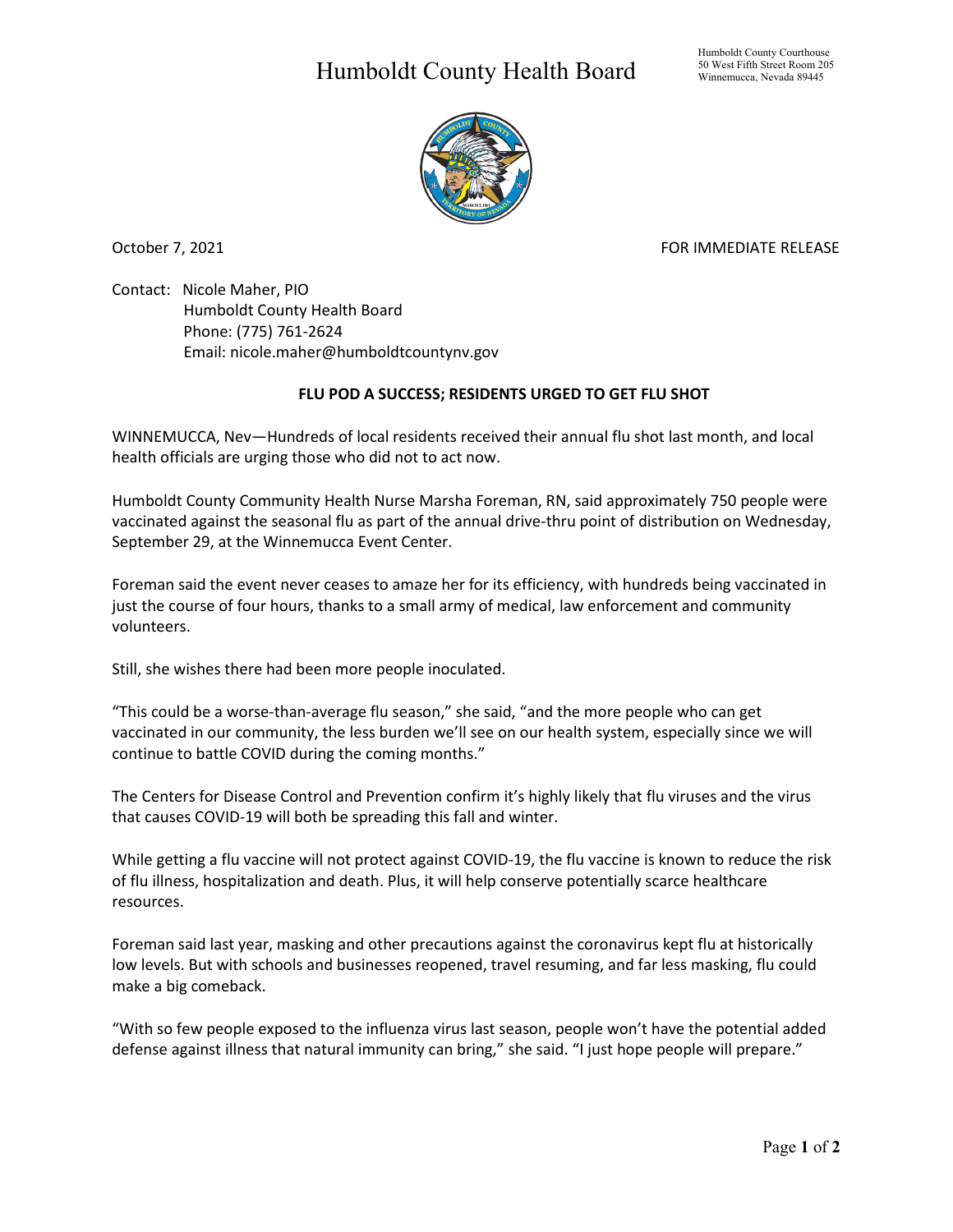# Humboldt County Health Board

Humboldt County Courthouse
50 West Fifth Street Room 205
Winnemucca, Nevada 89445

October 7, 2021

FOR IMMEDIATE RELEASE

Contact: Nicole Maher, PIO
Humboldt County Health Board
Phone: (775) 761-2624
Email: nicole.maher@humboldtcountynv.gov

**FLU POD A SUCCESS; RESIDENTS URGED TO GET FLU SHOT**

WINNEMUCCA, Nev—Hundreds of local residents received their annual flu shot last month, and local health officials are urging those who did not to act now.

Humboldt County Community Health Nurse Marsha Foreman, RN, said approximately 750 people were vaccinated against the seasonal flu as part of the annual drive-thru point of distribution on Wednesday, September 29, at the Winnemucca Event Center.

Foreman said the event never ceases to amaze her for its efficiency, with hundreds being vaccinated in just the course of four hours, thanks to a small army of medical, law enforcement and community volunteers.

Still, she wishes there had been more people inoculated.

"This could be a worse-than-average flu season," she said, "and the more people who can get vaccinated in our community, the less burden we'll see on our health system, especially since we will continue to battle COVID during the coming months."

The Centers for Disease Control and Prevention confirm it's highly likely that flu viruses and the virus that causes COVID-19 will both be spreading this fall and winter.

While getting a flu vaccine will not protect against COVID-19, the flu vaccine is known to reduce the risk of flu illness, hospitalization and death. Plus, it will help conserve potentially scarce healthcare resources.

Foreman said last year, masking and other precautions against the coronavirus kept flu at historically low levels. But with schools and businesses reopened, travel resuming, and far less masking, flu could make a big comeback.

"With so few people exposed to the influenza virus last season, people won't have the potential added defense against illness that natural immunity can bring," she said. "I just hope people will prepare."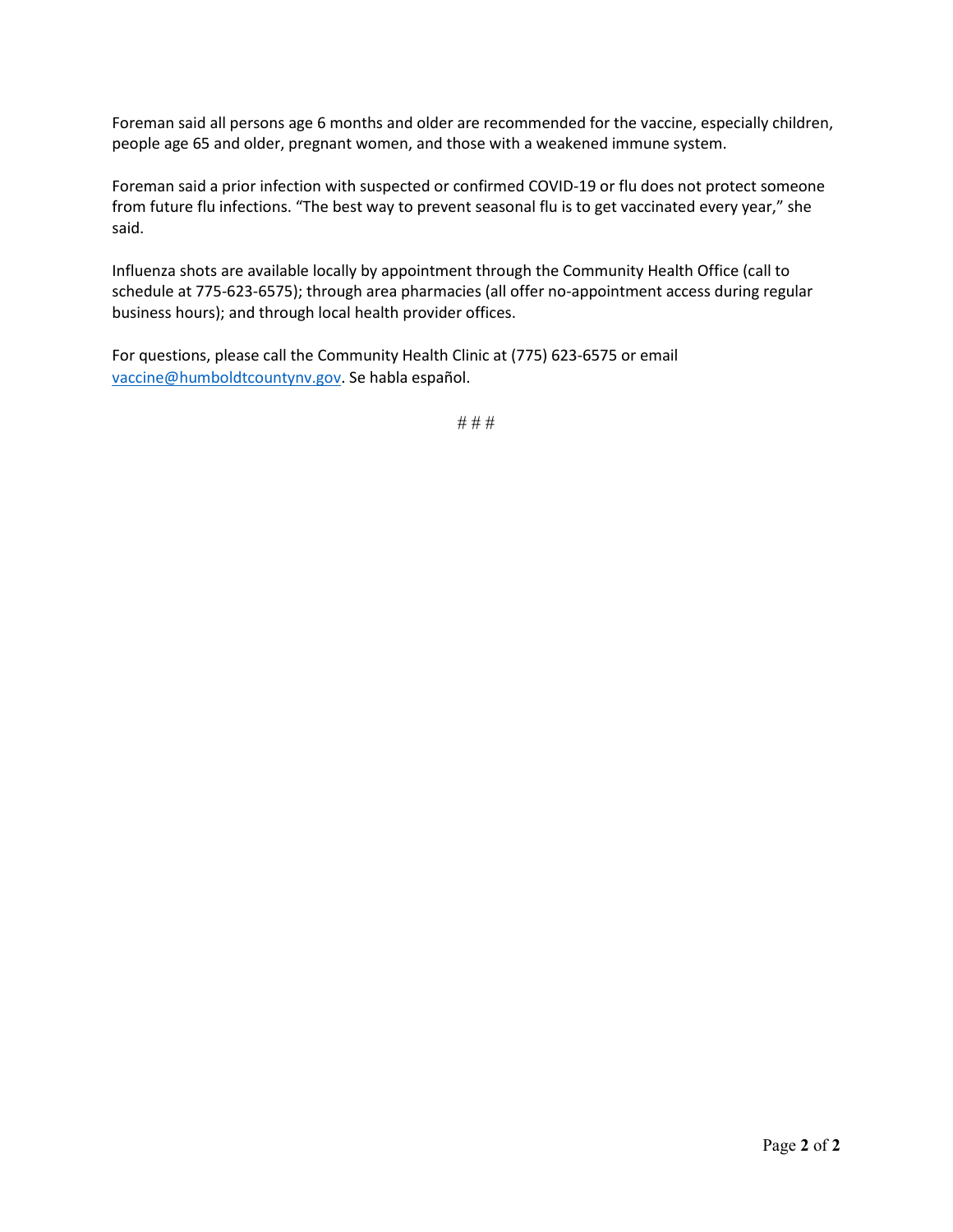Foreman said all persons age 6 months and older are recommended for the vaccine, especially children, people age 65 and older, pregnant women, and those with a weakened immune system.

Foreman said a prior infection with suspected or confirmed COVID-19 or flu does not protect someone from future flu infections. "The best way to prevent seasonal flu is to get vaccinated every year," she said.

Influenza shots are available locally by appointment through the Community Health Office (call to schedule at 775-623-6575); through area pharmacies (all offer no-appointment access during regular business hours); and through local health provider offices.

For questions, please call the Community Health Clinic at (775) 623-6575 or email vaccine@humboldtcountynv.gov. Se habla español.

# # #